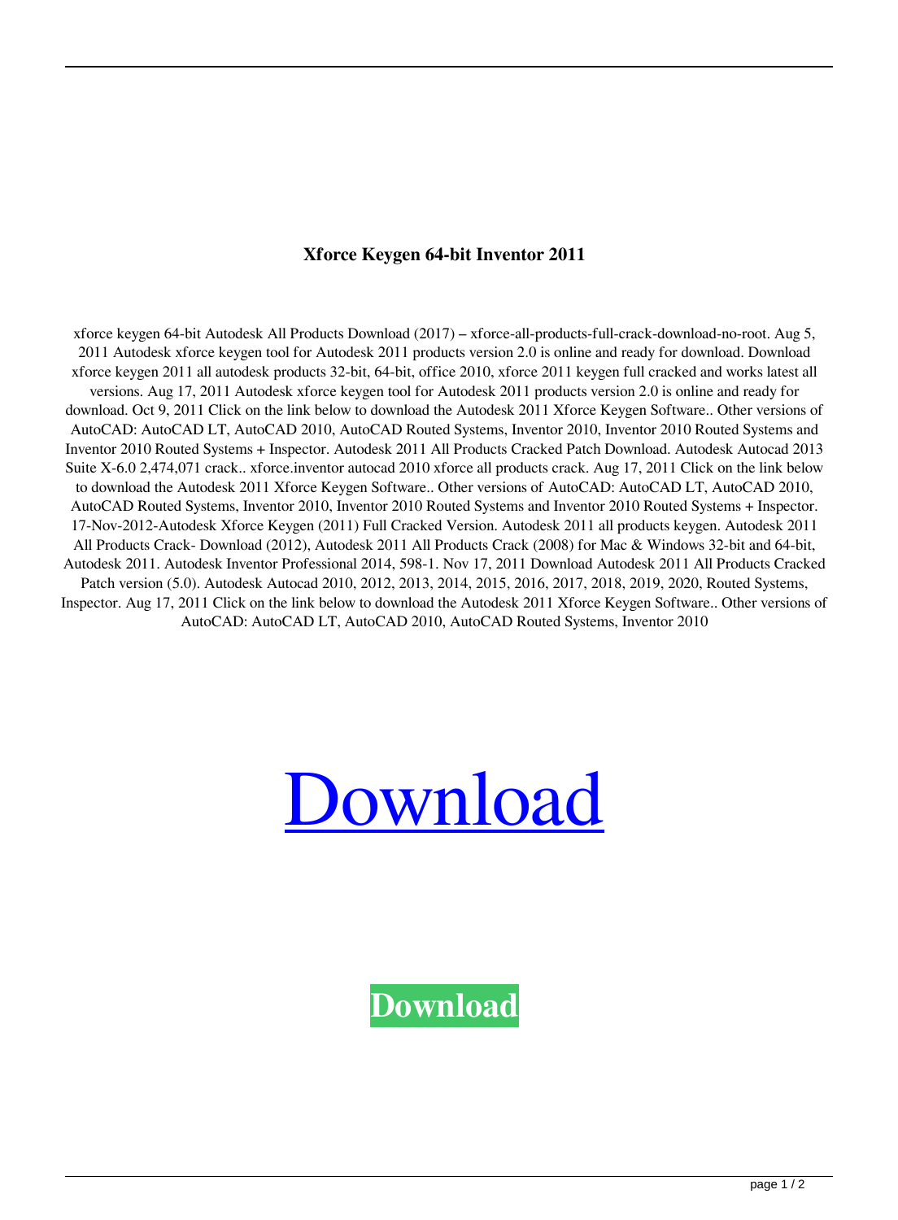**Xforce Keygen 64-bit Inventor 2011**

xforce keygen 64-bit Autodesk All Products Download (2017) – xforce-all-products-full-crack-download-no-root. Aug 5, 2011 Autodesk xforce keygen tool for Autodesk 2011 products version 2.0 is online and ready for download. Download xforce keygen 2011 all autodesk products 32-bit, 64-bit, office 2010, xforce 2011 keygen full cracked and works latest all versions. Aug 17, 2011 Autodesk xforce keygen tool for Autodesk 2011 products version 2.0 is online and ready for download. Oct 9, 2011 Click on the link below to download the Autodesk 2011 Xforce Keygen Software.. Other versions of AutoCAD: AutoCAD LT, AutoCAD 2010, AutoCAD Routed Systems, Inventor 2010, Inventor 2010 Routed Systems and Inventor 2010 Routed Systems + Inspector. Autodesk 2011 All Products Cracked Patch Download. Autodesk Autocad 2013 Suite X-6.0 2,474,071 crack.. xforce.inventor autocad 2010 xforce all products crack. Aug 17, 2011 Click on the link below to download the Autodesk 2011 Xforce Keygen Software.. Other versions of AutoCAD: AutoCAD LT, AutoCAD 2010, AutoCAD Routed Systems, Inventor 2010, Inventor 2010 Routed Systems and Inventor 2010 Routed Systems + Inspector. 17-Nov-2012-Autodesk Xforce Keygen (2011) Full Cracked Version. Autodesk 2011 all products keygen. Autodesk 2011 All Products Crack- Download (2012), Autodesk 2011 All Products Crack (2008) for Mac & Windows 32-bit and 64-bit, Autodesk 2011. Autodesk Inventor Professional 2014, 598-1. Nov 17, 2011 Download Autodesk 2011 All Products Cracked Patch version (5.0). Autodesk Autocad 2010, 2012, 2013, 2014, 2015, 2016, 2017, 2018, 2019, 2020, Routed Systems, Inspector. Aug 17, 2011 Click on the link below to download the Autodesk 2011 Xforce Keygen Software.. Other versions of AutoCAD: AutoCAD LT, AutoCAD 2010, AutoCAD Routed Systems, Inventor 2010

Download

**Download**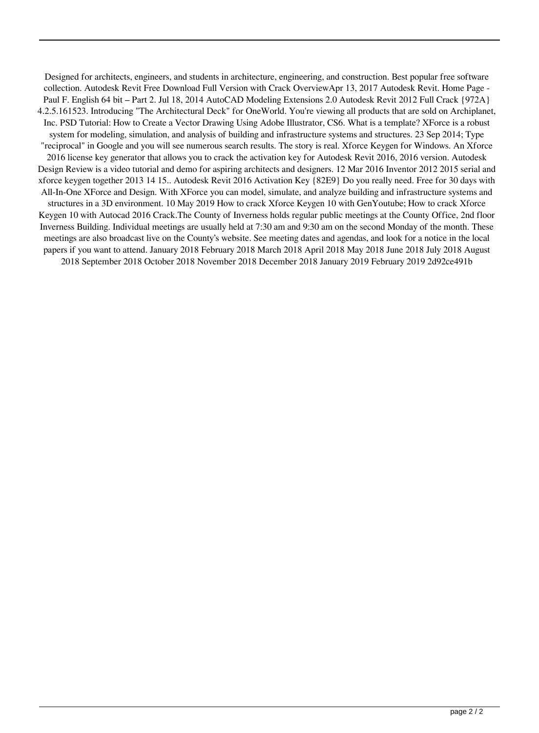Designed for architects, engineers, and students in architecture, engineering, and construction. Best popular free software collection. Autodesk Revit Free Download Full Version with Crack OverviewApr 13, 2017 Autodesk Revit. Home Page - Paul F. English 64 bit – Part 2. Jul 18, 2014 AutoCAD Modeling Extensions 2.0 Autodesk Revit 2012 Full Crack {972A} 4.2.5.161523. Introducing "The Architectural Deck" for OneWorld. You're viewing all products that are sold on Archiplanet, Inc. PSD Tutorial: How to Create a Vector Drawing Using Adobe Illustrator, CS6. What is a template? XForce is a robust system for modeling, simulation, and analysis of building and infrastructure systems and structures. 23 Sep 2014; Type "reciprocal" in Google and you will see numerous search results. The story is real. Xforce Keygen for Windows. An Xforce 2016 license key generator that allows you to crack the activation key for Autodesk Revit 2016, 2016 version. Autodesk Design Review is a video tutorial and demo for aspiring architects and designers. 12 Mar 2016 Inventor 2012 2015 serial and xforce keygen together 2013 14 15.. Autodesk Revit 2016 Activation Key {82E9} Do you really need. Free for 30 days with All-In-One XForce and Design. With XForce you can model, simulate, and analyze building and infrastructure systems and structures in a 3D environment. 10 May 2019 How to crack Xforce Keygen 10 with GenYoutube; How to crack Xforce Keygen 10 with Autocad 2016 Crack.The County of Inverness holds regular public meetings at the County Office, 2nd floor Inverness Building. Individual meetings are usually held at 7:30 am and 9:30 am on the second Monday of the month. These meetings are also broadcast live on the County's website. See meeting dates and agendas, and look for a notice in the local papers if you want to attend. January 2018 February 2018 March 2018 April 2018 May 2018 June 2018 July 2018 August 2018 September 2018 October 2018 November 2018 December 2018 January 2019 February 2019 2d92ce491b